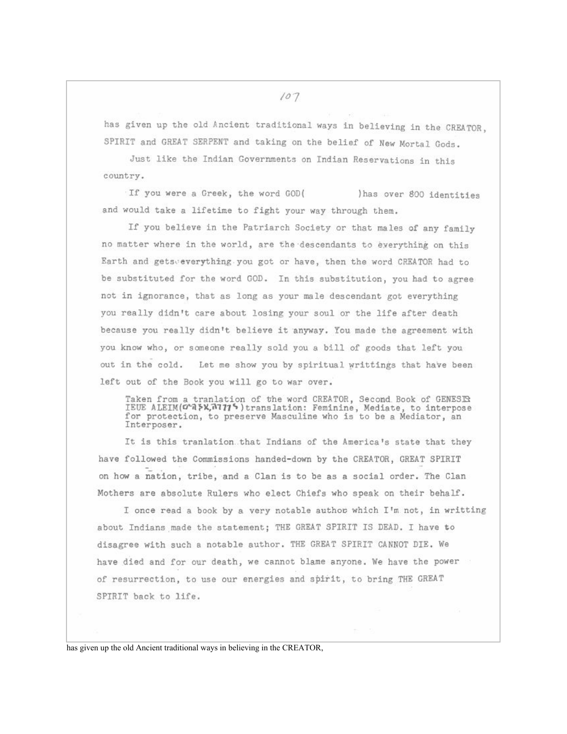has given up the old Ancient traditional ways in believing in the CREATOR, SPIRIT and GREAT SERPENT and taking on the belief of New Mortal Gods.

Just like the Indian Governments on Indian Reservations in this country.

If you were a Greek, the word GOD(          )has over 800 identities and would take a lifetime to fight your way through them.

If you believe in the Patriarch Society or that males of any family no matter where in the world, are the descendants to everything on this Earth and gets everything you got or have, then the word CREATOR had to be substituted for the word GOD. In this substitution, you had to agree not in ignorance, that as long as your male descendant got everything you really didn't care about losing your soul or the life after death because you really didn't believe it anyway. You made the agreement with you know who, or someone really sold you a bill of goods that left you out in the cold. Let me show you by spiritual writtings that have been left out of the Book you will go to war over.

> Taken from a tranlation of the word CREATOR, Second Book of GENESIS IEUE ALEIM(ᏅᎮᏕᏦ,ᎮᏁᏁᏕ)translation: Feminine, Mediate, to interpose for protection, to preserve Masculine who is to be a Mediator, an Interposer.

It is this tranlation that Indians of the America's state that they have followed the Commissions handed-down by the CREATOR, GREAT SPIRIT on how a nation, tribe, and a Clan is to be as a social order. The Clan Mothers are absolute Rulers who elect Chiefs who speak on their behalf.

I once read a book by a very notable author which I'm not, in writting about Indians made the statement; THE GREAT SPIRIT IS DEAD. I have to disagree with such a notable author. THE GREAT SPIRIT CANNOT DIE. We have died and for our death, we cannot blame anyone. We have the power of resurrection, to use our energies and spirit, to bring THE GREAT SPIRIT back to life.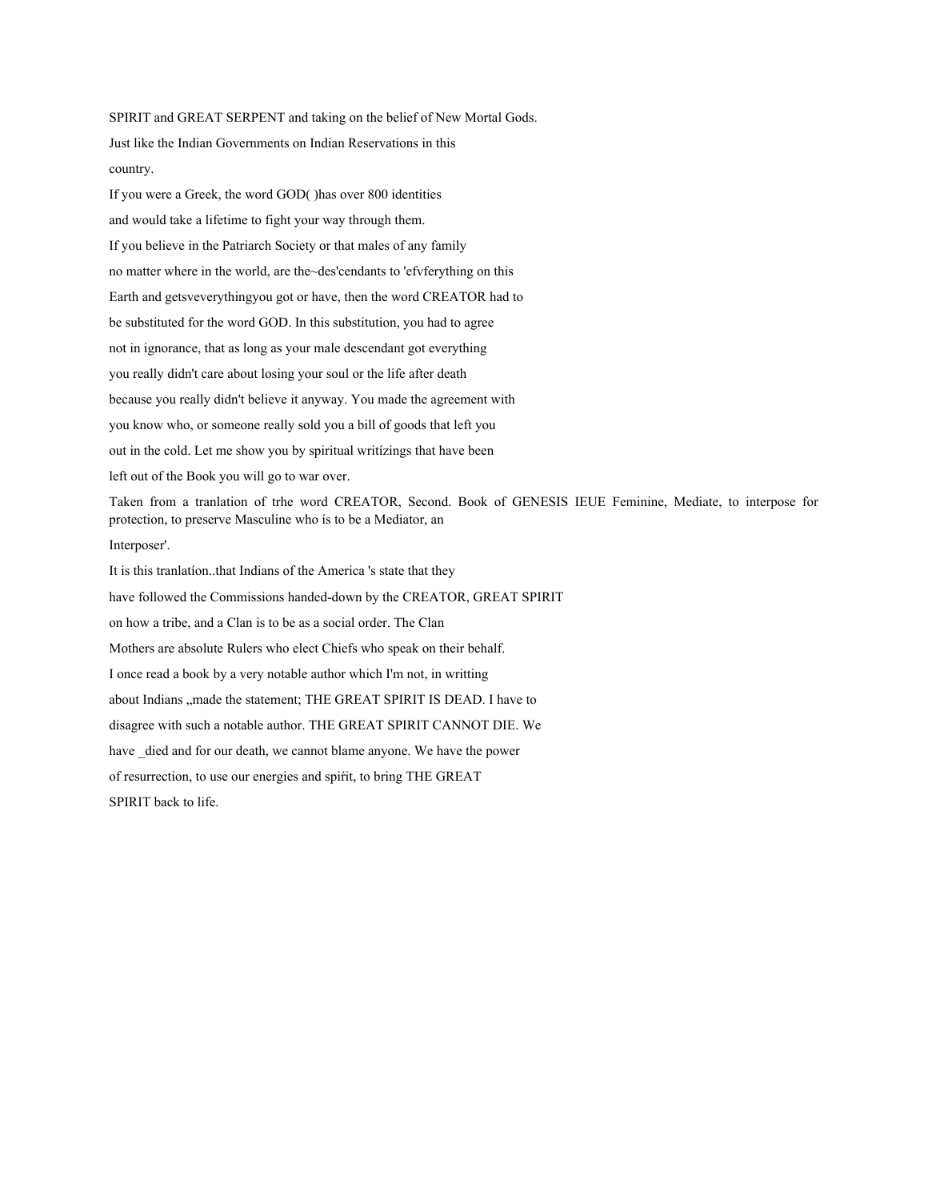SPIRIT and GREAT SERPENT and taking on the belief of New Mortal Gods.

Just like the Indian Governments on Indian Reservations in this

country.

If you were a Greek, the word GOD( )has over 800 identities

and would take a lifetime to fight your way through them.

If you believe in the Patriarch Society or that males of any family

no matter where in the world, are the~des'cendants to 'efvferything on this

Earth and getsveverythingyou got or have, then the word CREATOR had to

be substituted for the word GOD. In this substitution, you had to agree

not in ignorance, that as long as your male descendant got everything

you really didn't care about losing your soul or the life after death

because you really didn't believe it anyway. You made the agreement with

you know who, or someone really sold you a bill of goods that left you

out in the cold. Let me show you by spiritual writízings that have been

left out of the Book you will go to war over.

Taken from a tranlation of trhe word CREATOR, Second. Book of GENESIS IEUE Feminine, Mediate, to interpose for protection, to preserve Masculine who ís to be a Mediator, an

Interposer'.

It is this tranlatíon..that Indians of the America 's state that they

have followed the Commissions handed-down by the CREATOR, GREAT SPIRIT

on how a tribe, and a Clan is to be as a social order. The Clan

Mothers are absolute Rulers who elect Chiefs who speak on their behalf.

I once read a book by a very notable author which I'm not, in writting

about Indians ,,made the statement; THE GREAT SPIRIT IS DEAD. I have to

disagree with such a notable author. THE GREAT SPIRIT CANNOT DIE. We

have _died and for our death, we cannot blame anyone. We have the power

of resurrection, to use our energies and spiŕit, to bring THE GREAT

SPIRIT back to life.